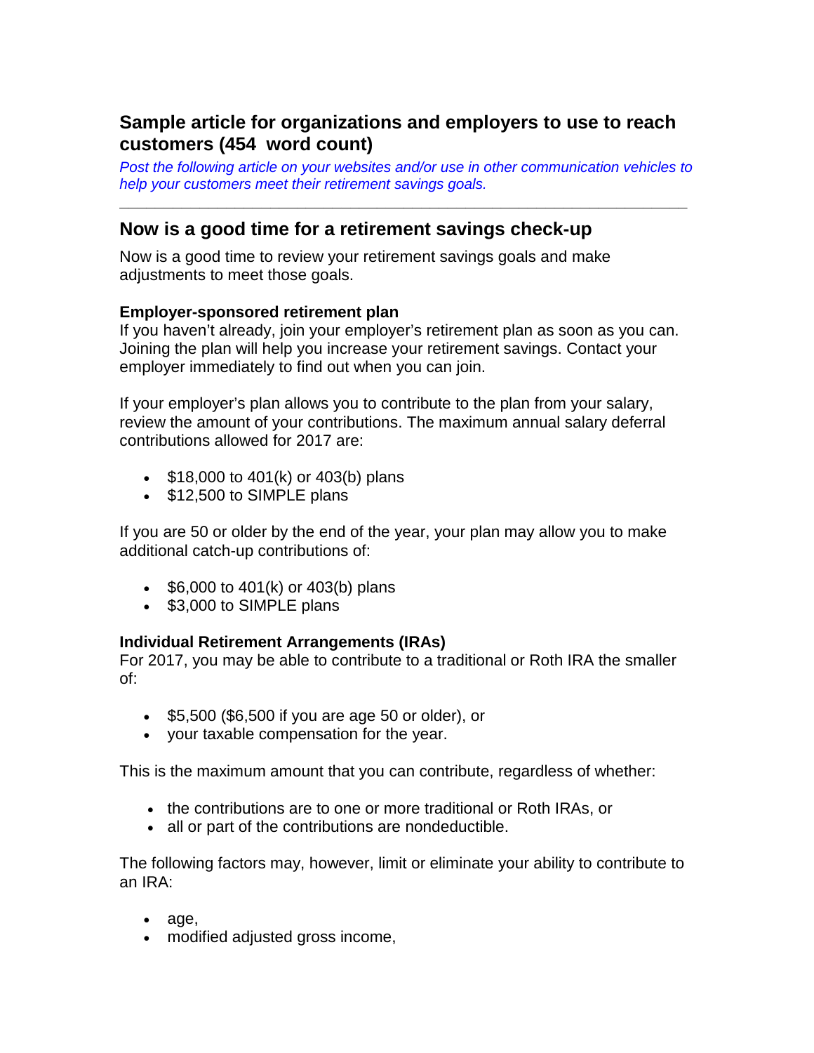## Sample article for organizations and employers to use to reach customers (454 word count)

*Post the following article on your websites and/or use in other communication vehicles to help your customers meet their retirement savings goals.*

---

## Now is a good time for a retirement savings check-up

Now is a good time to review your retirement savings goals and make adjustments to meet those goals.

**Employer-sponsored retirement plan**
If you haven't already, join your employer's retirement plan as soon as you can. Joining the plan will help you increase your retirement savings. Contact your employer immediately to find out when you can join.

If your employer's plan allows you to contribute to the plan from your salary, review the amount of your contributions. The maximum annual salary deferral contributions allowed for 2017 are:

- $18,000 to 401(k) or 403(b) plans
- $12,500 to SIMPLE plans

If you are 50 or older by the end of the year, your plan may allow you to make additional catch-up contributions of:

- $6,000 to 401(k) or 403(b) plans
- $3,000 to SIMPLE plans

**Individual Retirement Arrangements (IRAs)**
For 2017, you may be able to contribute to a traditional or Roth IRA the smaller of:

- $5,500 ($6,500 if you are age 50 or older), or
- your taxable compensation for the year.

This is the maximum amount that you can contribute, regardless of whether:

- the contributions are to one or more traditional or Roth IRAs, or
- all or part of the contributions are nondeductible.

The following factors may, however, limit or eliminate your ability to contribute to an IRA:

- age,
- modified adjusted gross income,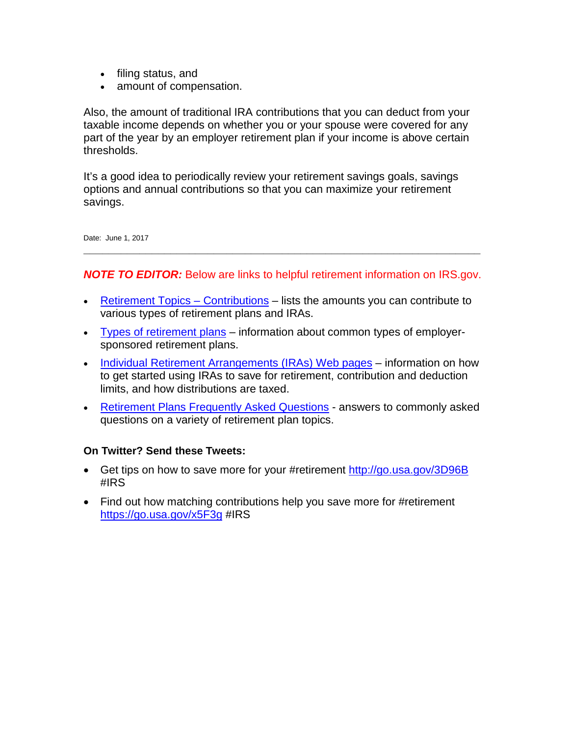- filing status, and
- amount of compensation.

Also, the amount of traditional IRA contributions that you can deduct from your taxable income depends on whether you or your spouse were covered for any part of the year by an employer retirement plan if your income is above certain thresholds.

It's a good idea to periodically review your retirement savings goals, savings options and annual contributions so that you can maximize your retirement savings.

Date: June 1, 2017

---

***NOTE TO EDITOR:*** Below are links to helpful retirement information on IRS.gov.

- Retirement Topics – Contributions – lists the amounts you can contribute to various types of retirement plans and IRAs.
- Types of retirement plans – information about common types of employer-sponsored retirement plans.
- Individual Retirement Arrangements (IRAs) Web pages – information on how to get started using IRAs to save for retirement, contribution and deduction limits, and how distributions are taxed.
- Retirement Plans Frequently Asked Questions - answers to commonly asked questions on a variety of retirement plan topics.

**On Twitter? Send these Tweets:**

- Get tips on how to save more for your #retirement http://go.usa.gov/3D96B #IRS
- Find out how matching contributions help you save more for #retirement https://go.usa.gov/x5F3g #IRS